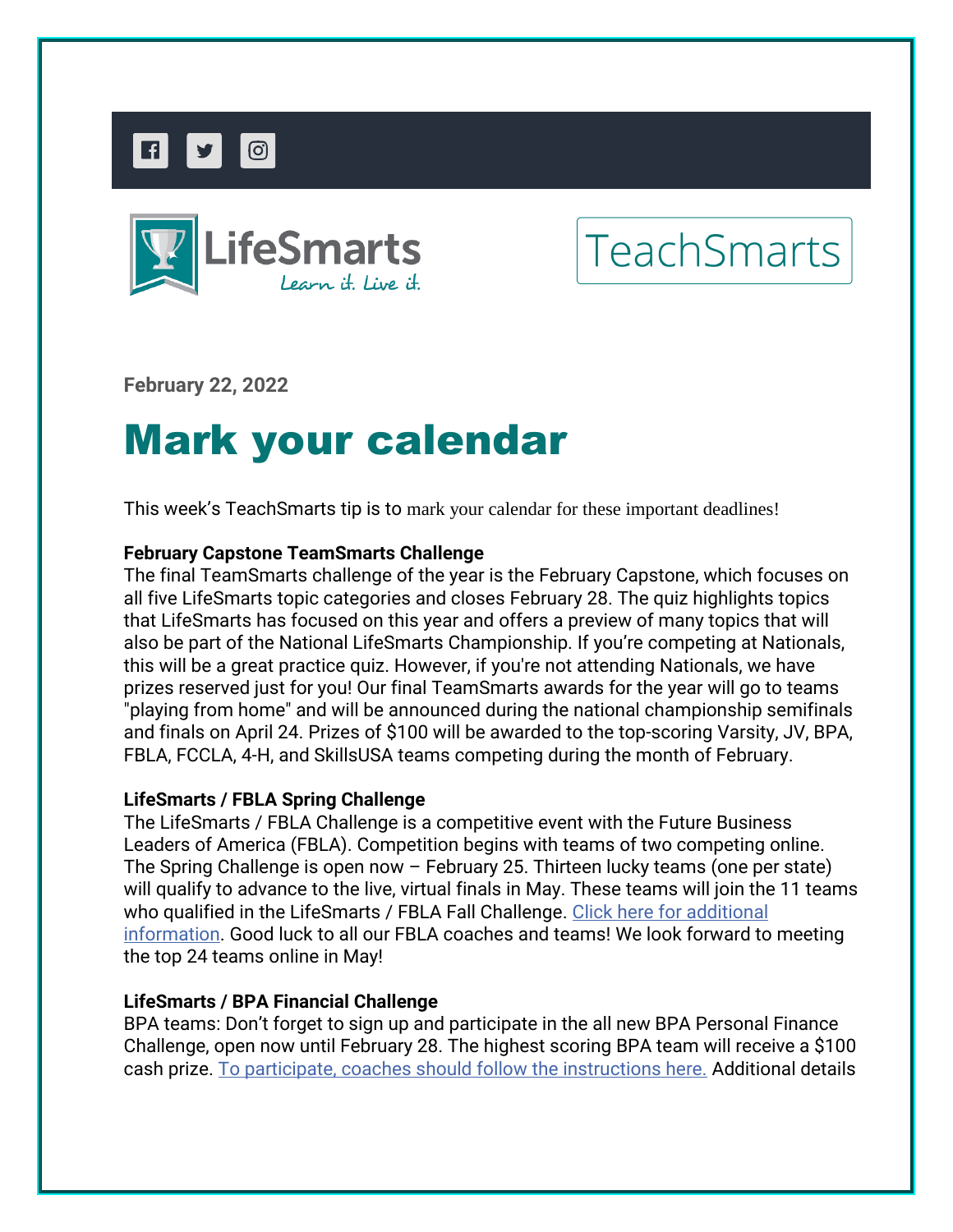LifeSmarts
Learn it. Live it.

TeachSmarts

**February 22, 2022**

# Mark your calendar

This week's TeachSmarts tip is to mark your calendar for these important deadlines!

**February Capstone TeamSmarts Challenge**
The final TeamSmarts challenge of the year is the February Capstone, which focuses on all five LifeSmarts topic categories and closes February 28. The quiz highlights topics that LifeSmarts has focused on this year and offers a preview of many topics that will also be part of the National LifeSmarts Championship. If you're competing at Nationals, this will be a great practice quiz. However, if you're not attending Nationals, we have prizes reserved just for you! Our final TeamSmarts awards for the year will go to teams "playing from home" and will be announced during the national championship semifinals and finals on April 24. Prizes of $100 will be awarded to the top-scoring Varsity, JV, BPA, FBLA, FCCLA, 4-H, and SkillsUSA teams competing during the month of February.

**LifeSmarts / FBLA Spring Challenge**
The LifeSmarts / FBLA Challenge is a competitive event with the Future Business Leaders of America (FBLA). Competition begins with teams of two competing online. The Spring Challenge is open now – February 25. Thirteen lucky teams (one per state) will qualify to advance to the live, virtual finals in May. These teams will join the 11 teams who qualified in the LifeSmarts / FBLA Fall Challenge. Click here for additional information. Good luck to all our FBLA coaches and teams! We look forward to meeting the top 24 teams online in May!

**LifeSmarts / BPA Financial Challenge**
BPA teams: Don't forget to sign up and participate in the all new BPA Personal Finance Challenge, open now until February 28. The highest scoring BPA team will receive a $100 cash prize. To participate, coaches should follow the instructions here. Additional details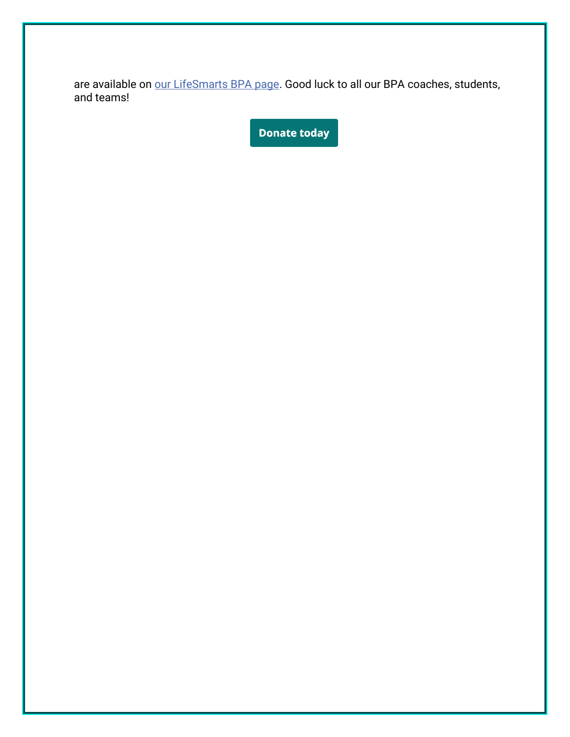are available on our LifeSmarts BPA page. Good luck to all our BPA coaches, students, and teams!

**Donate today**